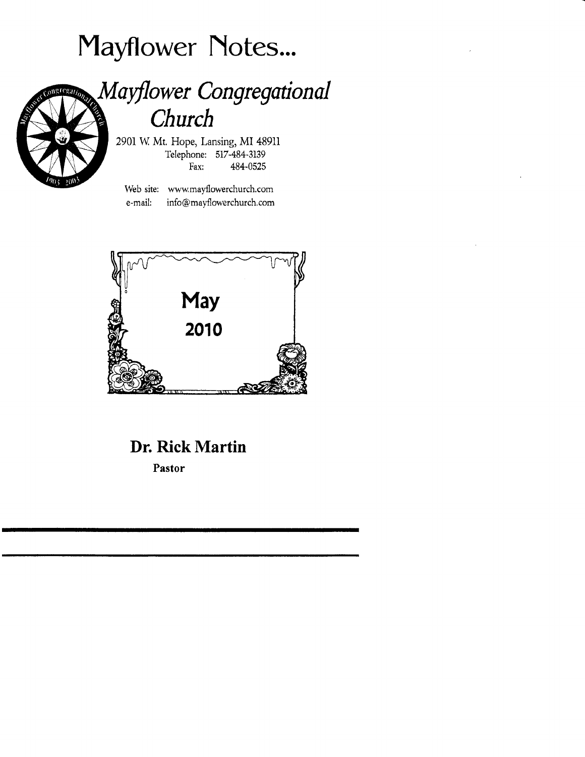# Mayflower Notes...

## *Mayflower Congregational Church*

2901 W. Mt. Hope, Lansing, MI 48911
Telephone: 517-484-3139
Fax: 484-0525

Web site: www.mayflowerchurch.com
e-mail: info@mayflowerchurch.com

**May**
**2010**

## Dr. Rick Martin

**Pastor**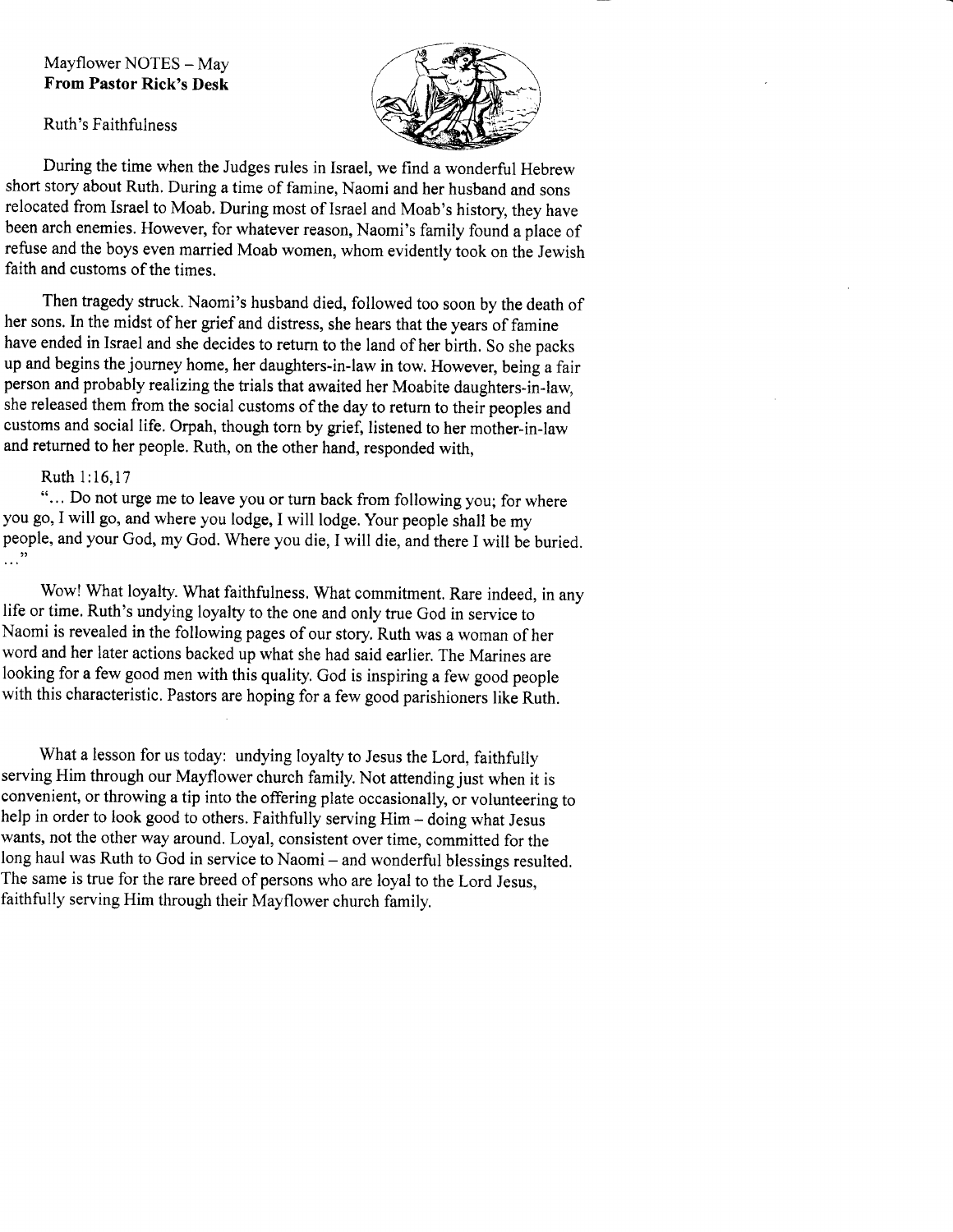Mayflower NOTES – May
**From Pastor Rick's Desk**

Ruth's Faithfulness

During the time when the Judges rules in Israel, we find a wonderful Hebrew short story about Ruth. During a time of famine, Naomi and her husband and sons relocated from Israel to Moab. During most of Israel and Moab's history, they have been arch enemies. However, for whatever reason, Naomi's family found a place of refuse and the boys even married Moab women, whom evidently took on the Jewish faith and customs of the times.

Then tragedy struck. Naomi's husband died, followed too soon by the death of her sons. In the midst of her grief and distress, she hears that the years of famine have ended in Israel and she decides to return to the land of her birth. So she packs up and begins the journey home, her daughters-in-law in tow. However, being a fair person and probably realizing the trials that awaited her Moabite daughters-in-law, she released them from the social customs of the day to return to their peoples and customs and social life. Orpah, though torn by grief, listened to her mother-in-law and returned to her people. Ruth, on the other hand, responded with,

Ruth 1:16,17
"... Do not urge me to leave you or turn back from following you; for where you go, I will go, and where you lodge, I will lodge. Your people shall be my people, and your God, my God. Where you die, I will die, and there I will be buried. ..."

Wow! What loyalty. What faithfulness. What commitment. Rare indeed, in any life or time. Ruth's undying loyalty to the one and only true God in service to Naomi is revealed in the following pages of our story. Ruth was a woman of her word and her later actions backed up what she had said earlier. The Marines are looking for a few good men with this quality. God is inspiring a few good people with this characteristic. Pastors are hoping for a few good parishioners like Ruth.

What a lesson for us today: undying loyalty to Jesus the Lord, faithfully serving Him through our Mayflower church family. Not attending just when it is convenient, or throwing a tip into the offering plate occasionally, or volunteering to help in order to look good to others. Faithfully serving Him – doing what Jesus wants, not the other way around. Loyal, consistent over time, committed for the long haul was Ruth to God in service to Naomi – and wonderful blessings resulted. The same is true for the rare breed of persons who are loyal to the Lord Jesus, faithfully serving Him through their Mayflower church family.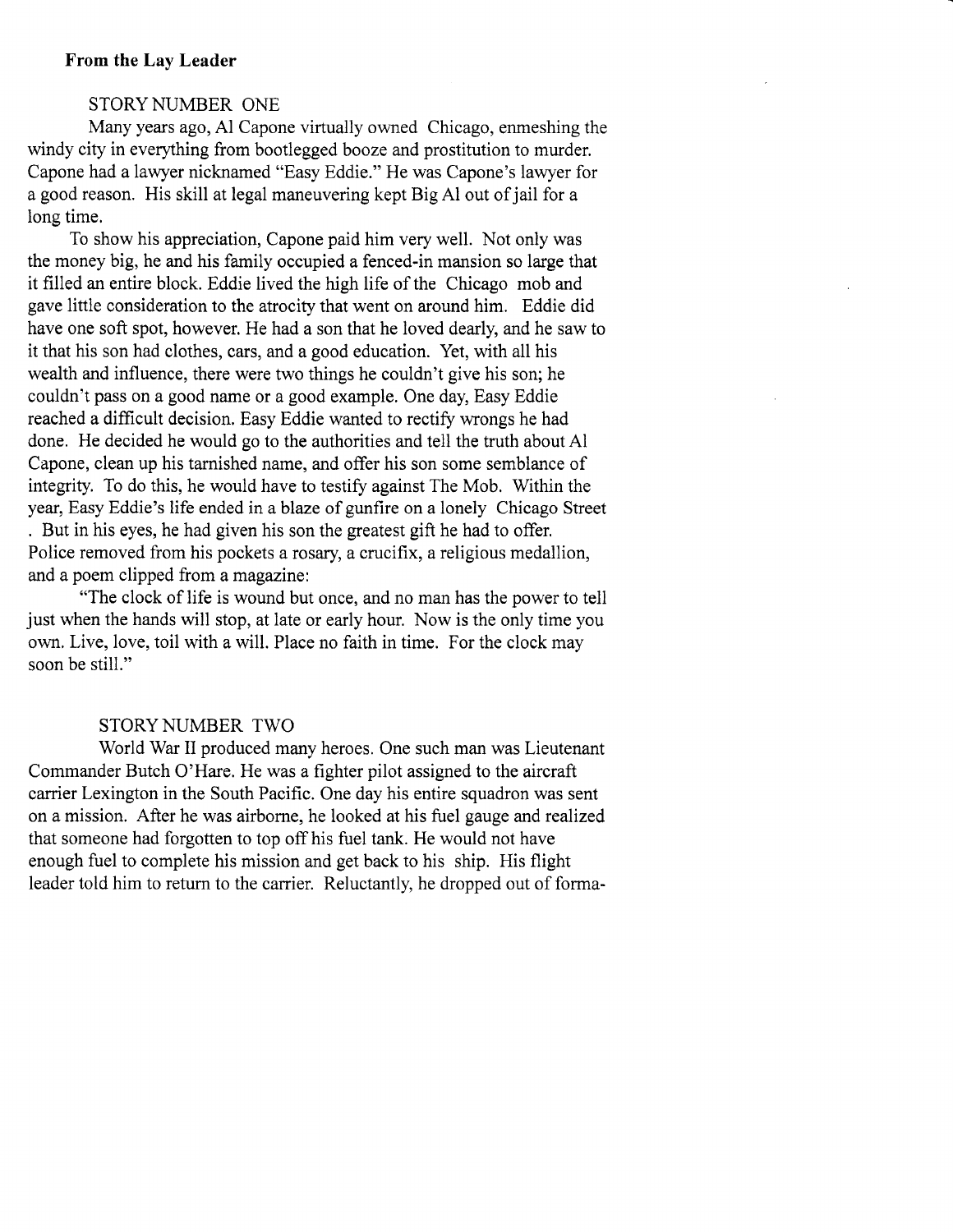**From the Lay Leader**

STORY NUMBER ONE

Many years ago, Al Capone virtually owned Chicago, enmeshing the windy city in everything from bootlegged booze and prostitution to murder. Capone had a lawyer nicknamed "Easy Eddie." He was Capone's lawyer for a good reason. His skill at legal maneuvering kept Big Al out of jail for a long time.

To show his appreciation, Capone paid him very well. Not only was the money big, he and his family occupied a fenced-in mansion so large that it filled an entire block. Eddie lived the high life of the Chicago mob and gave little consideration to the atrocity that went on around him. Eddie did have one soft spot, however. He had a son that he loved dearly, and he saw to it that his son had clothes, cars, and a good education. Yet, with all his wealth and influence, there were two things he couldn't give his son; he couldn't pass on a good name or a good example. One day, Easy Eddie reached a difficult decision. Easy Eddie wanted to rectify wrongs he had done. He decided he would go to the authorities and tell the truth about Al Capone, clean up his tarnished name, and offer his son some semblance of integrity. To do this, he would have to testify against The Mob. Within the year, Easy Eddie's life ended in a blaze of gunfire on a lonely Chicago Street . But in his eyes, he had given his son the greatest gift he had to offer. Police removed from his pockets a rosary, a crucifix, a religious medallion, and a poem clipped from a magazine:

"The clock of life is wound but once, and no man has the power to tell just when the hands will stop, at late or early hour. Now is the only time you own. Live, love, toil with a will. Place no faith in time. For the clock may soon be still."

STORY NUMBER TWO

World War II produced many heroes. One such man was Lieutenant Commander Butch O'Hare. He was a fighter pilot assigned to the aircraft carrier Lexington in the South Pacific. One day his entire squadron was sent on a mission. After he was airborne, he looked at his fuel gauge and realized that someone had forgotten to top off his fuel tank. He would not have enough fuel to complete his mission and get back to his ship. His flight leader told him to return to the carrier. Reluctantly, he dropped out of forma-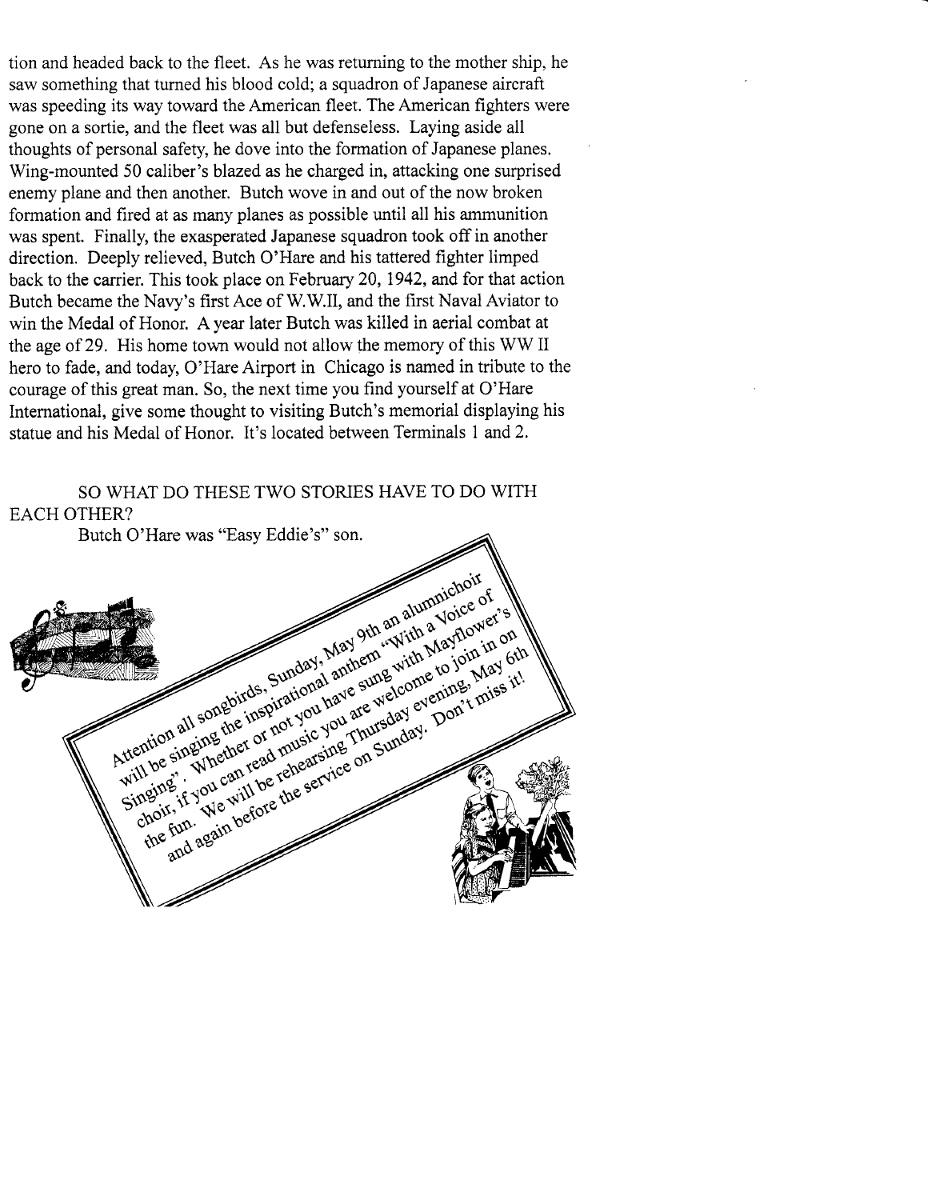tion and headed back to the fleet. As he was returning to the mother ship, he saw something that turned his blood cold; a squadron of Japanese aircraft was speeding its way toward the American fleet. The American fighters were gone on a sortie, and the fleet was all but defenseless. Laying aside all thoughts of personal safety, he dove into the formation of Japanese planes. Wing-mounted 50 caliber's blazed as he charged in, attacking one surprised enemy plane and then another. Butch wove in and out of the now broken formation and fired at as many planes as possible until all his ammunition was spent. Finally, the exasperated Japanese squadron took off in another direction. Deeply relieved, Butch O'Hare and his tattered fighter limped back to the carrier. This took place on February 20, 1942, and for that action Butch became the Navy's first Ace of W.W.II, and the first Naval Aviator to win the Medal of Honor. A year later Butch was killed in aerial combat at the age of 29. His home town would not allow the memory of this WW II hero to fade, and today, O'Hare Airport in Chicago is named in tribute to the courage of this great man. So, the next time you find yourself at O'Hare International, give some thought to visiting Butch's memorial displaying his statue and his Medal of Honor. It's located between Terminals 1 and 2.

SO WHAT DO THESE TWO STORIES HAVE TO DO WITH EACH OTHER?

Butch O'Hare was "Easy Eddie's" son.

Attention all songbirds, Sunday, May 9th an alumnichoir will be singing the inspirational anthem "With a Voice of Singing". Whether or not you have sung with Mayflower's choir, if you can read music you are welcome to join in on the fun. We will be rehearsing Thursday evening, May 6th and again before the service on Sunday. Don't miss it!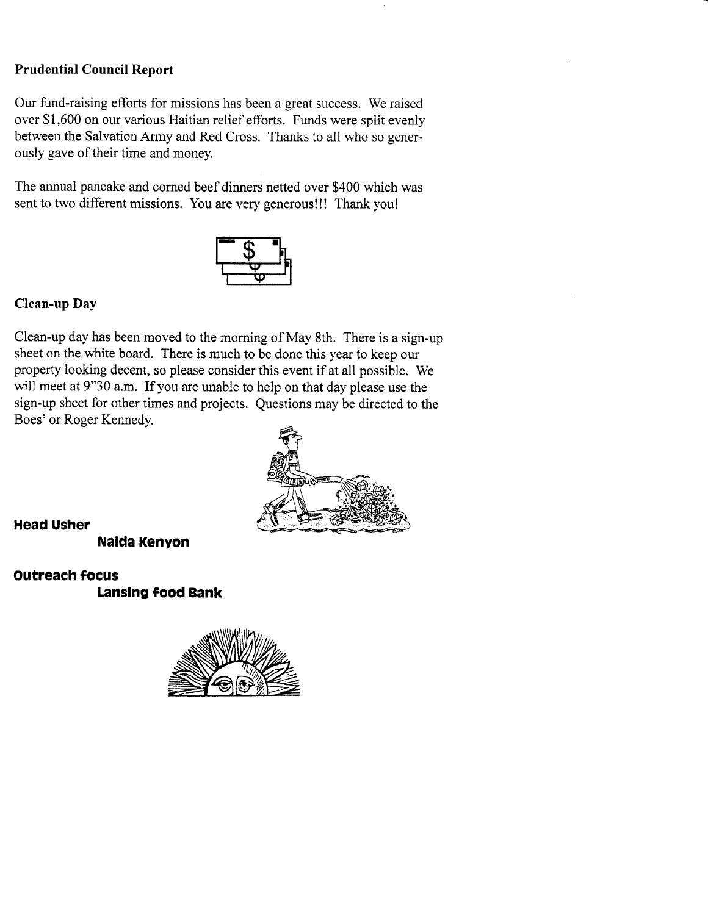**Prudential Council Report**

Our fund-raising efforts for missions has been a great success. We raised over $1,600 on our various Haitian relief efforts. Funds were split evenly between the Salvation Army and Red Cross. Thanks to all who so generously gave of their time and money.

The annual pancake and corned beef dinners netted over $400 which was sent to two different missions. You are very generous!!! Thank you!

**Clean-up Day**

Clean-up day has been moved to the morning of May 8th. There is a sign-up sheet on the white board. There is much to be done this year to keep our property looking decent, so please consider this event if at all possible. We will meet at 9"30 a.m. If you are unable to help on that day please use the sign-up sheet for other times and projects. Questions may be directed to the Boes' or Roger Kennedy.

**Head Usher**

**Nalda Kenyon**

**Outreach focus**

**Lansing food Bank**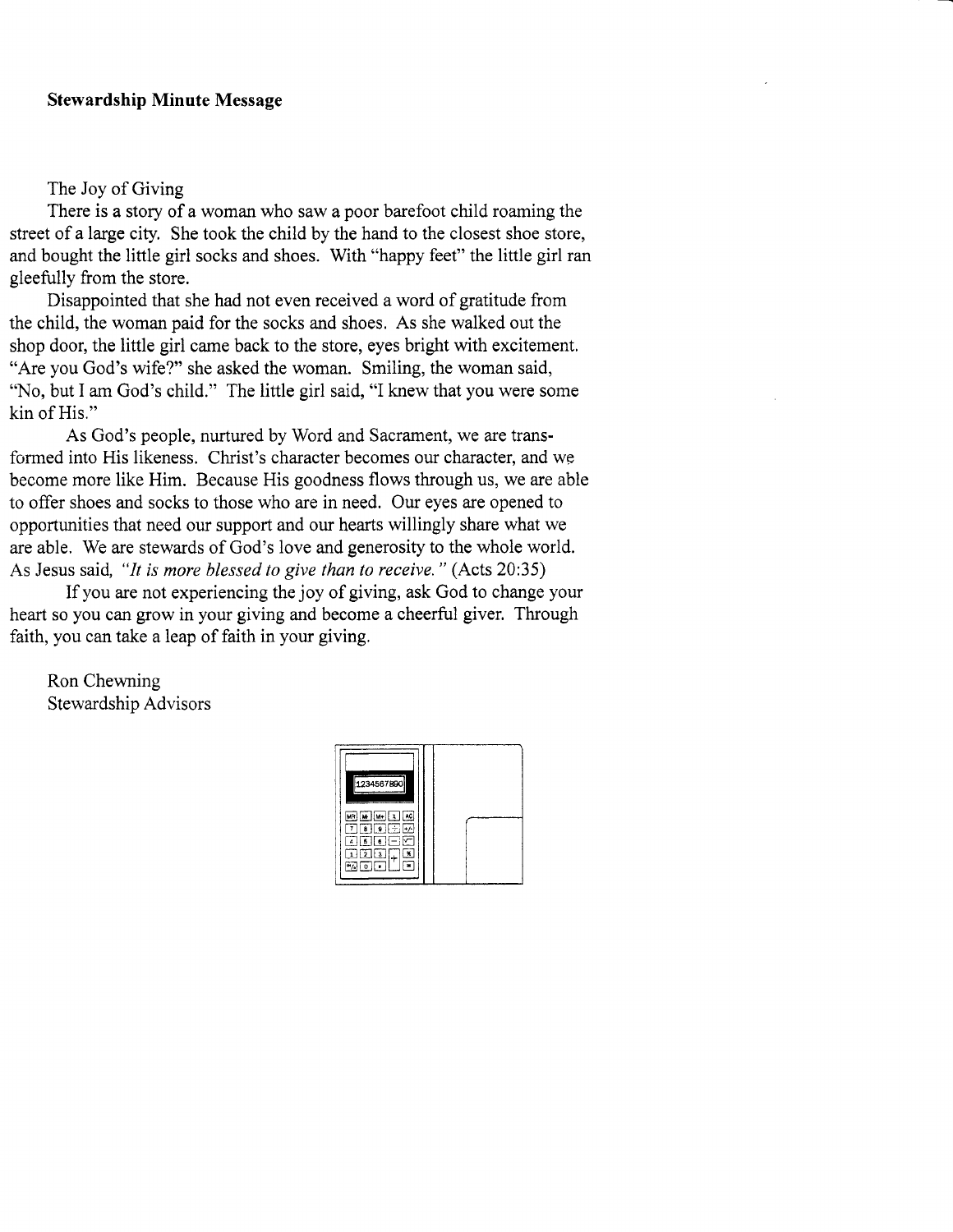**Stewardship Minute Message**

The Joy of Giving

There is a story of a woman who saw a poor barefoot child roaming the street of a large city. She took the child by the hand to the closest shoe store, and bought the little girl socks and shoes. With "happy feet" the little girl ran gleefully from the store.

Disappointed that she had not even received a word of gratitude from the child, the woman paid for the socks and shoes. As she walked out the shop door, the little girl came back to the store, eyes bright with excitement. "Are you God's wife?" she asked the woman. Smiling, the woman said, "No, but I am God's child." The little girl said, "I knew that you were some kin of His."

As God's people, nurtured by Word and Sacrament, we are transformed into His likeness. Christ's character becomes our character, and we become more like Him. Because His goodness flows through us, we are able to offer shoes and socks to those who are in need. Our eyes are opened to opportunities that need our support and our hearts willingly share what we are able. We are stewards of God's love and generosity to the whole world. As Jesus said, *"It is more blessed to give than to receive."* (Acts 20:35)

If you are not experiencing the joy of giving, ask God to change your heart so you can grow in your giving and become a cheerful giver. Through faith, you can take a leap of faith in your giving.

Ron Chewning
Stewardship Advisors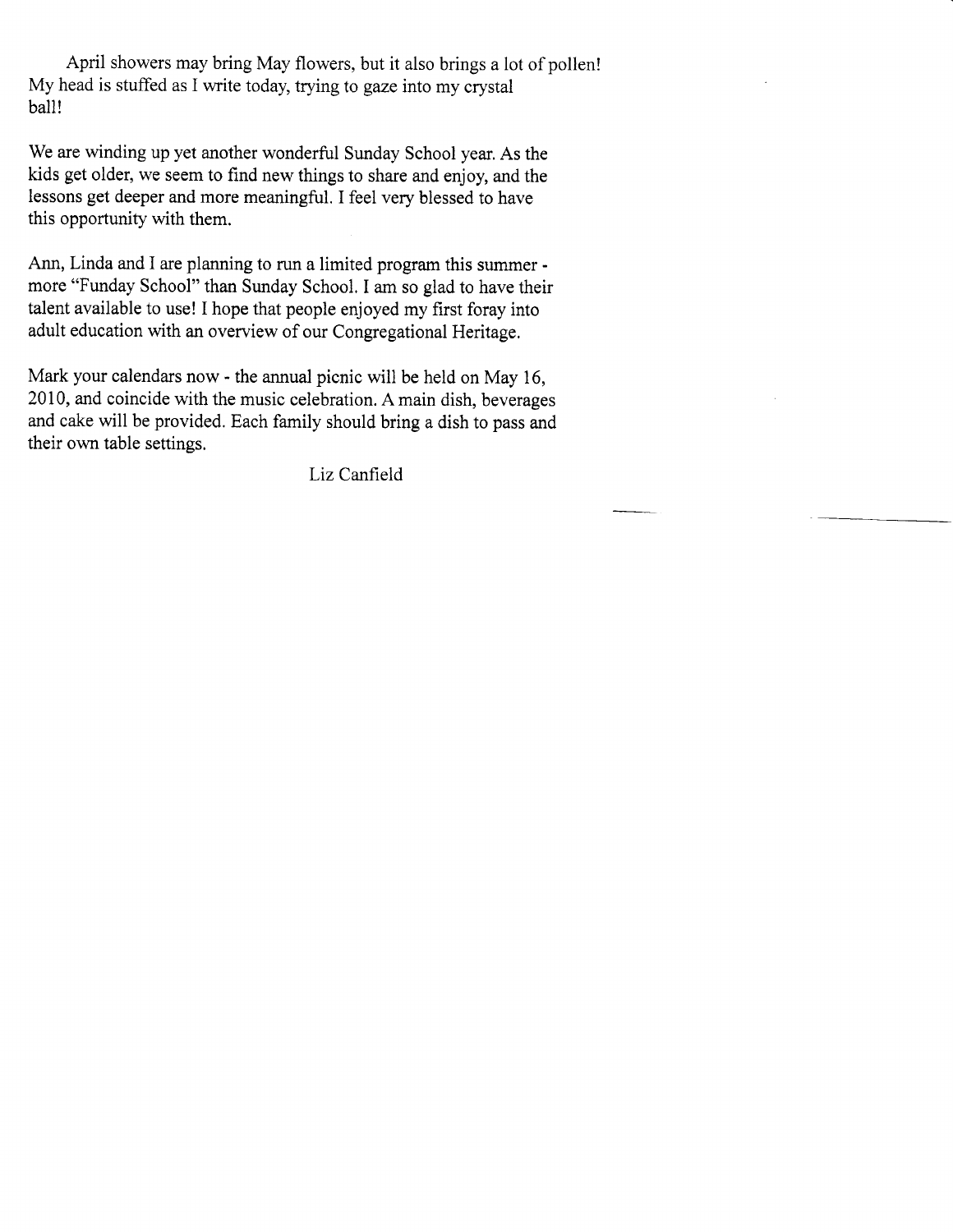April showers may bring May flowers, but it also brings a lot of pollen! My head is stuffed as I write today, trying to gaze into my crystal ball!

We are winding up yet another wonderful Sunday School year. As the kids get older, we seem to find new things to share and enjoy, and the lessons get deeper and more meaningful. I feel very blessed to have this opportunity with them.

Ann, Linda and I are planning to run a limited program this summer - more "Funday School" than Sunday School. I am so glad to have their talent available to use! I hope that people enjoyed my first foray into adult education with an overview of our Congregational Heritage.

Mark your calendars now - the annual picnic will be held on May 16, 2010, and coincide with the music celebration. A main dish, beverages and cake will be provided. Each family should bring a dish to pass and their own table settings.

Liz Canfield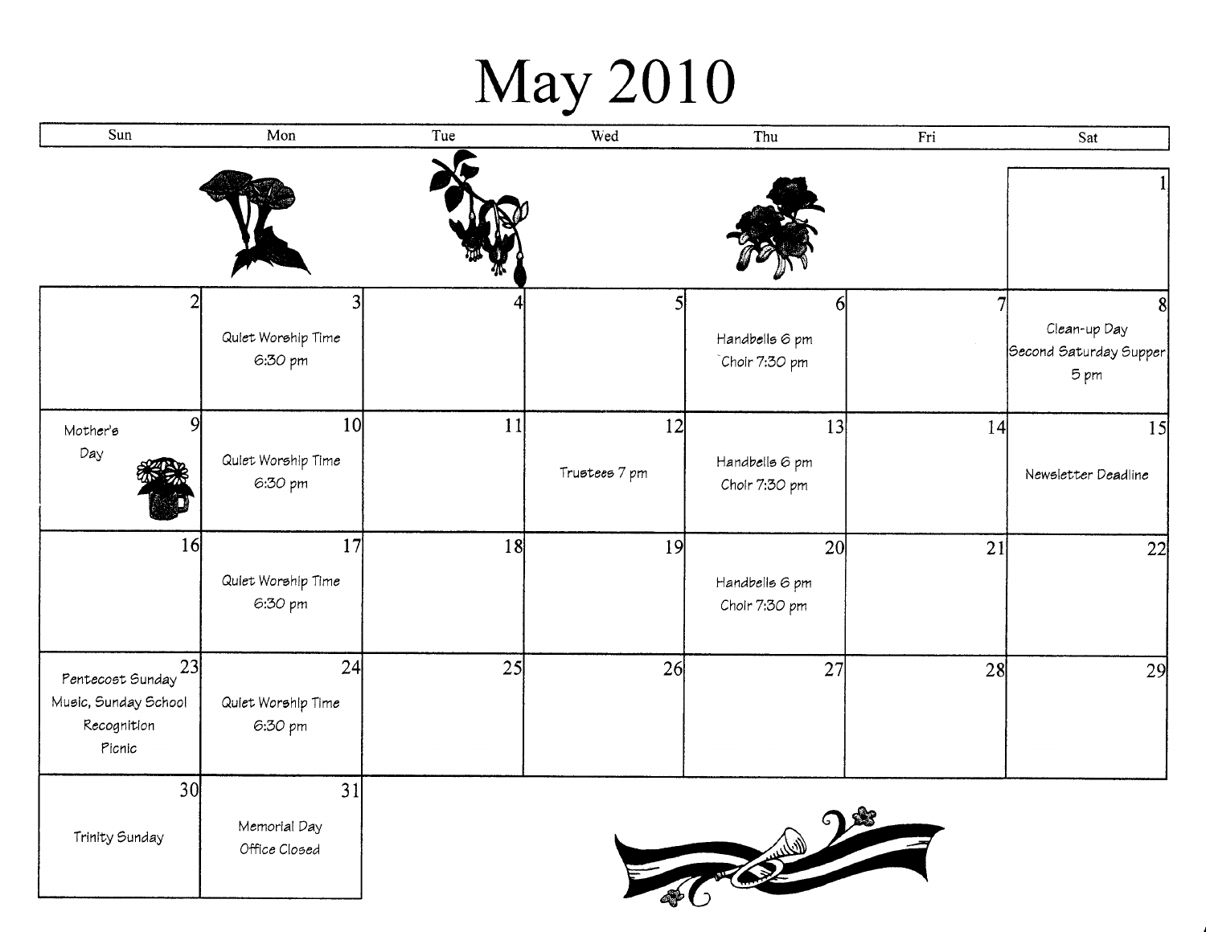# May 2010

| Sun | Mon | Tue | Wed | Thu | Fri | Sat |
|---|---|---|---|---|---|---|
| | | | | | | 1 |
| 2 | 3 Quiet Worship Time 6:30 pm | 4 | 5 | 6 Handbells 6 pm Choir 7:30 pm | 7 | 8 Clean-up Day Second Saturday Supper 5 pm |
| 9 Mother's Day | 10 Quiet Worship Time 6:30 pm | 11 | 12 Trustees 7 pm | 13 Handbells 6 pm Choir 7:30 pm | 14 | 15 Newsletter Deadline |
| 16 | 17 Quiet Worship Time 6:30 pm | 18 | 19 | 20 Handbells 6 pm Choir 7:30 pm | 21 | 22 |
| 23 Pentecost Sunday Music, Sunday School Recognition Picnic | 24 Quiet Worship Time 6:30 pm | 25 | 26 | 27 | 28 | 29 |
| 30 Trinity Sunday | 31 Memorial Day Office Closed | | | | | |